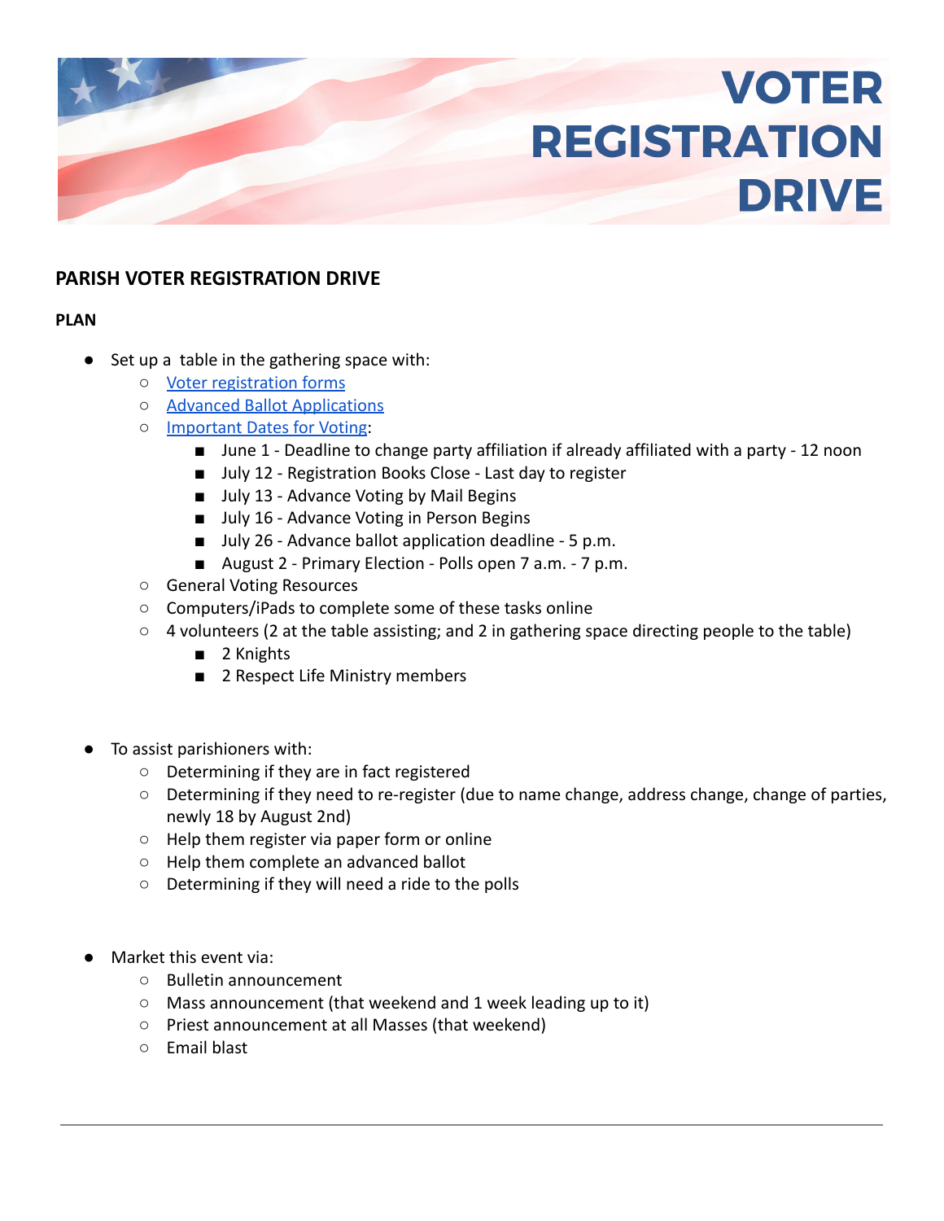# VOTER REGISTRATION DRIVE

## PARISH VOTER REGISTRATION DRIVE

### PLAN

- Set up a table in the gathering space with:
  - Voter registration forms
  - Advanced Ballot Applications
  - Important Dates for Voting:
    - June 1 - Deadline to change party affiliation if already affiliated with a party - 12 noon
    - July 12 - Registration Books Close - Last day to register
    - July 13 - Advance Voting by Mail Begins
    - July 16 - Advance Voting in Person Begins
    - July 26 - Advance ballot application deadline - 5 p.m.
    - August 2 - Primary Election - Polls open 7 a.m. - 7 p.m.
  - General Voting Resources
  - Computers/iPads to complete some of these tasks online
  - 4 volunteers (2 at the table assisting; and 2 in gathering space directing people to the table)
    - 2 Knights
    - 2 Respect Life Ministry members

- To assist parishioners with:
  - Determining if they are in fact registered
  - Determining if they need to re-register (due to name change, address change, change of parties, newly 18 by August 2nd)
  - Help them register via paper form or online
  - Help them complete an advanced ballot
  - Determining if they will need a ride to the polls

- Market this event via:
  - Bulletin announcement
  - Mass announcement (that weekend and 1 week leading up to it)
  - Priest announcement at all Masses (that weekend)
  - Email blast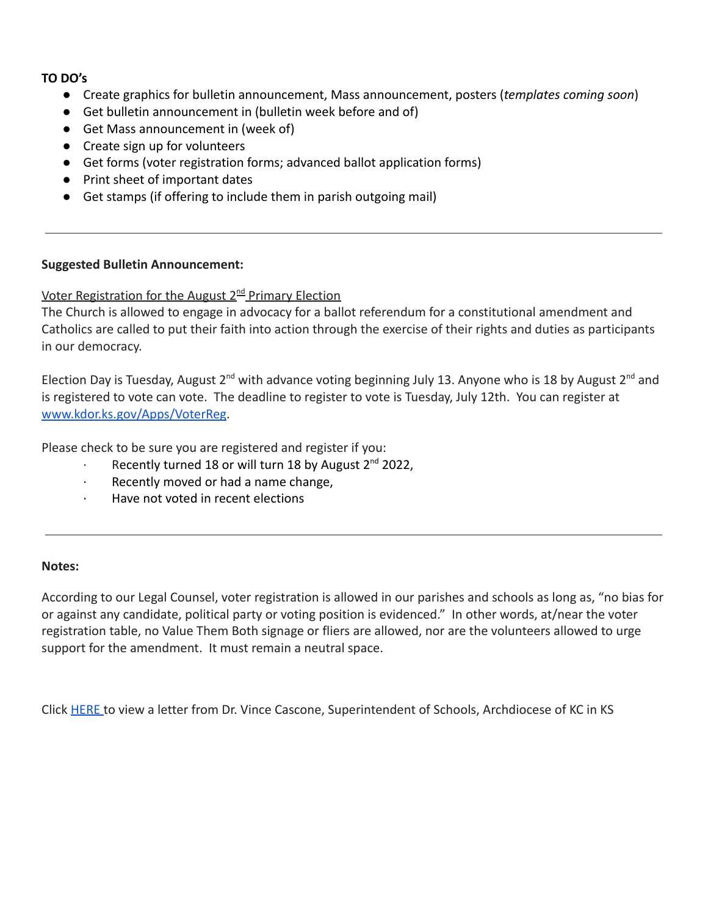**TO DO's**

- Create graphics for bulletin announcement, Mass announcement, posters (*templates coming soon*)
- Get bulletin announcement in (bulletin week before and of)
- Get Mass announcement in (week of)
- Create sign up for volunteers
- Get forms (voter registration forms; advanced ballot application forms)
- Print sheet of important dates
- Get stamps (if offering to include them in parish outgoing mail)

---

**Suggested Bulletin Announcement:**

Voter Registration for the August 2nd Primary Election

The Church is allowed to engage in advocacy for a ballot referendum for a constitutional amendment and Catholics are called to put their faith into action through the exercise of their rights and duties as participants in our democracy.

Election Day is Tuesday, August 2nd with advance voting beginning July 13. Anyone who is 18 by August 2nd and is registered to vote can vote. The deadline to register to vote is Tuesday, July 12th. You can register at www.kdor.ks.gov/Apps/VoterReg.

Please check to be sure you are registered and register if you:

- Recently turned 18 or will turn 18 by August 2nd 2022,
- Recently moved or had a name change,
- Have not voted in recent elections

---

**Notes:**

According to our Legal Counsel, voter registration is allowed in our parishes and schools as long as, "no bias for or against any candidate, political party or voting position is evidenced." In other words, at/near the voter registration table, no Value Them Both signage or fliers are allowed, nor are the volunteers allowed to urge support for the amendment. It must remain a neutral space.

Click HERE to view a letter from Dr. Vince Cascone, Superintendent of Schools, Archdiocese of KC in KS